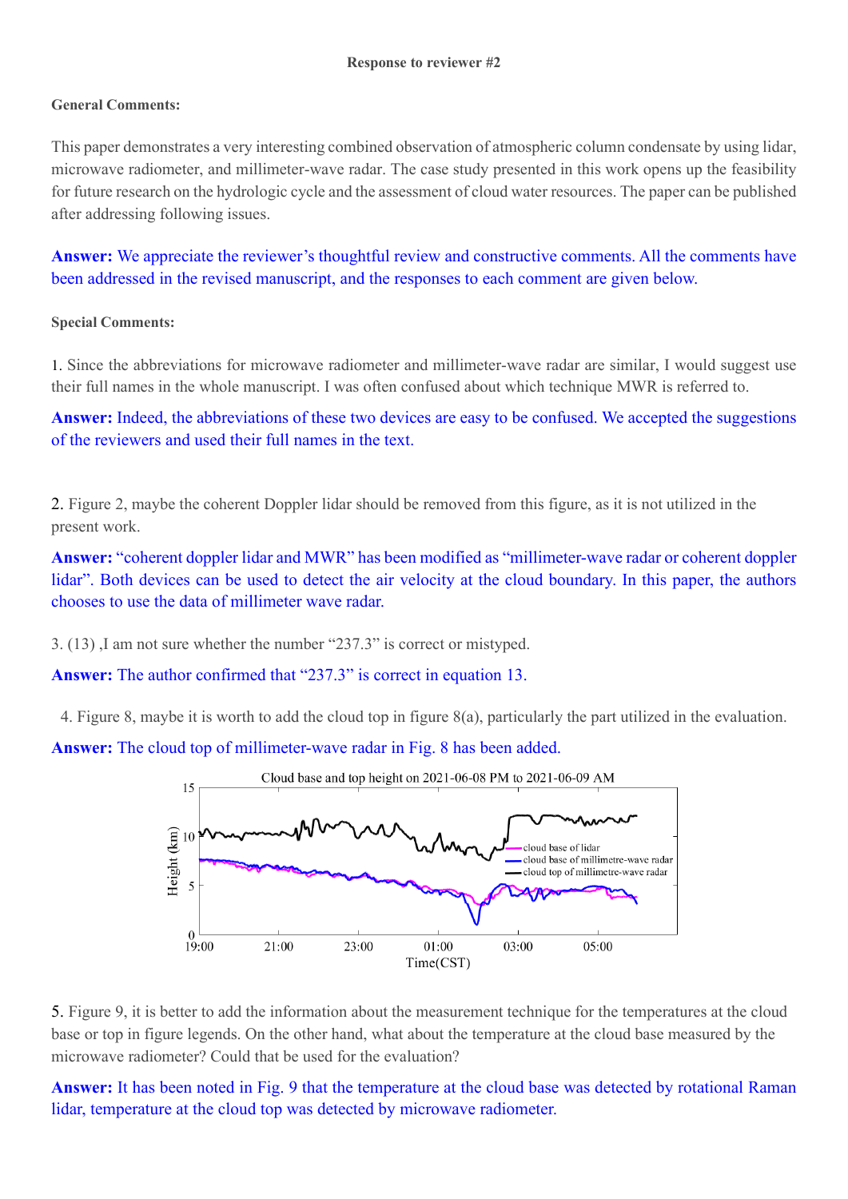**Response to reviewer #2**

**General Comments:**

This paper demonstrates a very interesting combined observation of atmospheric column condensate by using lidar, microwave radiometer, and millimeter-wave radar. The case study presented in this work opens up the feasibility for future research on the hydrologic cycle and the assessment of cloud water resources. The paper can be published after addressing following issues.

**Answer:** We appreciate the reviewer's thoughtful review and constructive comments. All the comments have been addressed in the revised manuscript, and the responses to each comment are given below.

**Special Comments:**

1. Since the abbreviations for microwave radiometer and millimeter-wave radar are similar, I would suggest use their full names in the whole manuscript. I was often confused about which technique MWR is referred to.

**Answer:** Indeed, the abbreviations of these two devices are easy to be confused. We accepted the suggestions of the reviewers and used their full names in the text.

2. Figure 2, maybe the coherent Doppler lidar should be removed from this figure, as it is not utilized in the present work.

**Answer:** "coherent doppler lidar and MWR" has been modified as "millimeter-wave radar or coherent doppler lidar". Both devices can be used to detect the air velocity at the cloud boundary. In this paper, the authors chooses to use the data of millimeter wave radar.

3. (13) ,I am not sure whether the number "237.3" is correct or mistyped.

**Answer:** The author confirmed that "237.3" is correct in equation 13.

4. Figure 8, maybe it is worth to add the cloud top in figure 8(a), particularly the part utilized in the evaluation.

**Answer:** The cloud top of millimeter-wave radar in Fig. 8 has been added.

5. Figure 9, it is better to add the information about the measurement technique for the temperatures at the cloud base or top in figure legends. On the other hand, what about the temperature at the cloud base measured by the microwave radiometer? Could that be used for the evaluation?

**Answer:** It has been noted in Fig. 9 that the temperature at the cloud base was detected by rotational Raman lidar, temperature at the cloud top was detected by microwave radiometer.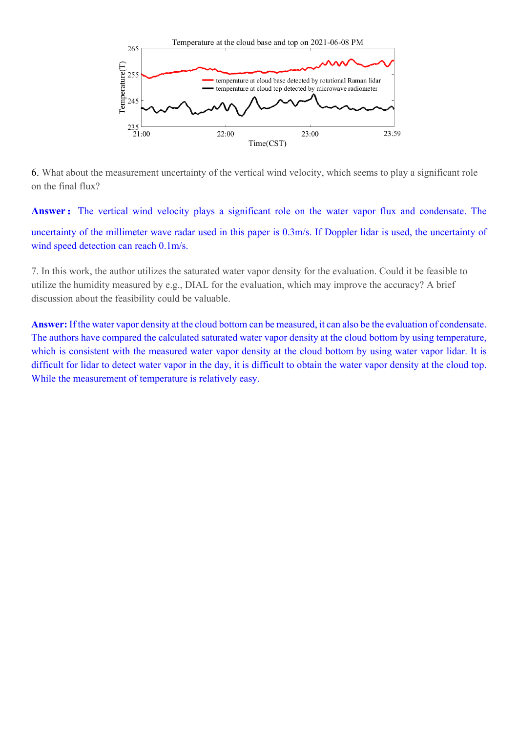Temperature at the cloud base and top on 2021-06-08 PM

Temperature(T)

265

255

245

235

21:00

22:00

23:00

23:59

Time(CST)

temperature at cloud base detected by rotational Raman lidar

temperature at cloud top detected by microwave radiometer

6. What about the measurement uncertainty of the vertical wind velocity, which seems to play a significant role on the final flux?

**Answer：** The vertical wind velocity plays a significant role on the water vapor flux and condensate. The uncertainty of the millimeter wave radar used in this paper is 0.3m/s. If Doppler lidar is used, the uncertainty of wind speed detection can reach 0.1m/s.

7. In this work, the author utilizes the saturated water vapor density for the evaluation. Could it be feasible to utilize the humidity measured by e.g., DIAL for the evaluation, which may improve the accuracy? A brief discussion about the feasibility could be valuable.

**Answer:** If the water vapor density at the cloud bottom can be measured, it can also be the evaluation of condensate. The authors have compared the calculated saturated water vapor density at the cloud bottom by using temperature, which is consistent with the measured water vapor density at the cloud bottom by using water vapor lidar. It is difficult for lidar to detect water vapor in the day, it is difficult to obtain the water vapor density at the cloud top. While the measurement of temperature is relatively easy.